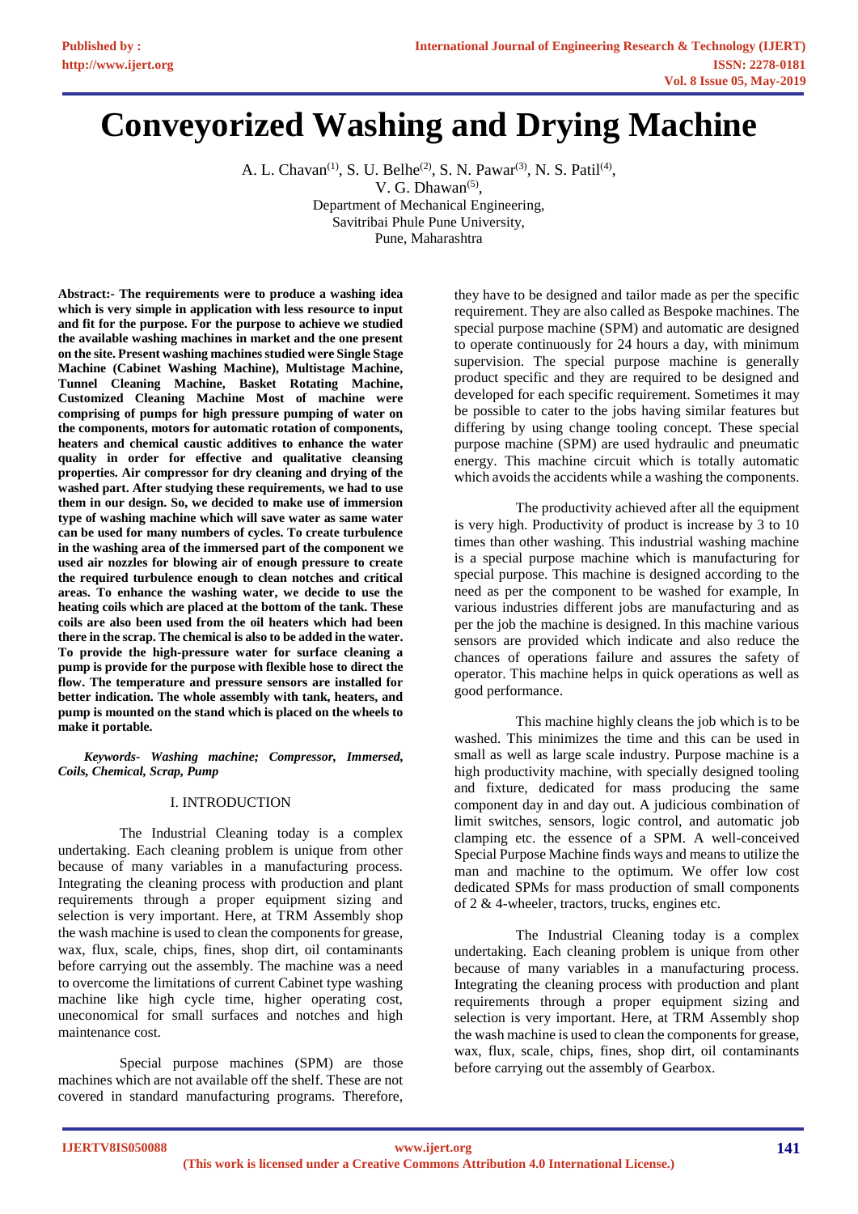# Conveyorized Washing and Drying Machine

A. L. Chavan[1], S. U. Belhe[2], S. N. Pawar[3], N. S. Patil[4], V. G. Dhawan[5],
Department of Mechanical Engineering,
Savitribai Phule Pune University,
Pune, Maharashtra

**Abstract:- The requirements were to produce a washing idea which is very simple in application with less resource to input and fit for the purpose. For the purpose to achieve we studied the available washing machines in market and the one present on the site. Present washing machines studied were Single Stage Machine (Cabinet Washing Machine), Multistage Machine, Tunnel Cleaning Machine, Basket Rotating Machine, Customized Cleaning Machine Most of machine were comprising of pumps for high pressure pumping of water on the components, motors for automatic rotation of components, heaters and chemical caustic additives to enhance the water quality in order for effective and qualitative cleansing properties. Air compressor for dry cleaning and drying of the washed part. After studying these requirements, we had to use them in our design. So, we decided to make use of immersion type of washing machine which will save water as same water can be used for many numbers of cycles. To create turbulence in the washing area of the immersed part of the component we used air nozzles for blowing air of enough pressure to create the required turbulence enough to clean notches and critical areas. To enhance the washing water, we decide to use the heating coils which are placed at the bottom of the tank. These coils are also been used from the oil heaters which had been there in the scrap. The chemical is also to be added in the water. To provide the high-pressure water for surface cleaning a pump is provide for the purpose with flexible hose to direct the flow. The temperature and pressure sensors are installed for better indication. The whole assembly with tank, heaters, and pump is mounted on the stand which is placed on the wheels to make it portable.**

***Keywords- Washing machine; Compressor, Immersed, Coils, Chemical, Scrap, Pump***

## I. INTRODUCTION

The Industrial Cleaning today is a complex undertaking. Each cleaning problem is unique from other because of many variables in a manufacturing process. Integrating the cleaning process with production and plant requirements through a proper equipment sizing and selection is very important. Here, at TRM Assembly shop the wash machine is used to clean the components for grease, wax, flux, scale, chips, fines, shop dirt, oil contaminants before carrying out the assembly. The machine was a need to overcome the limitations of current Cabinet type washing machine like high cycle time, higher operating cost, uneconomical for small surfaces and notches and high maintenance cost.

Special purpose machines (SPM) are those machines which are not available off the shelf. These are not covered in standard manufacturing programs. Therefore, they have to be designed and tailor made as per the specific requirement. They are also called as Bespoke machines. The special purpose machine (SPM) and automatic are designed to operate continuously for 24 hours a day, with minimum supervision. The special purpose machine is generally product specific and they are required to be designed and developed for each specific requirement. Sometimes it may be possible to cater to the jobs having similar features but differing by using change tooling concept. These special purpose machine (SPM) are used hydraulic and pneumatic energy. This machine circuit which is totally automatic which avoids the accidents while a washing the components.

The productivity achieved after all the equipment is very high. Productivity of product is increase by 3 to 10 times than other washing. This industrial washing machine is a special purpose machine which is manufacturing for special purpose. This machine is designed according to the need as per the component to be washed for example, In various industries different jobs are manufacturing and as per the job the machine is designed. In this machine various sensors are provided which indicate and also reduce the chances of operations failure and assures the safety of operator. This machine helps in quick operations as well as good performance.

This machine highly cleans the job which is to be washed. This minimizes the time and this can be used in small as well as large scale industry. Purpose machine is a high productivity machine, with specially designed tooling and fixture, dedicated for mass producing the same component day in and day out. A judicious combination of limit switches, sensors, logic control, and automatic job clamping etc. the essence of a SPM. A well-conceived Special Purpose Machine finds ways and means to utilize the man and machine to the optimum. We offer low cost dedicated SPMs for mass production of small components of 2 & 4-wheeler, tractors, trucks, engines etc.

The Industrial Cleaning today is a complex undertaking. Each cleaning problem is unique from other because of many variables in a manufacturing process. Integrating the cleaning process with production and plant requirements through a proper equipment sizing and selection is very important. Here, at TRM Assembly shop the wash machine is used to clean the components for grease, wax, flux, scale, chips, fines, shop dirt, oil contaminants before carrying out the assembly of Gearbox.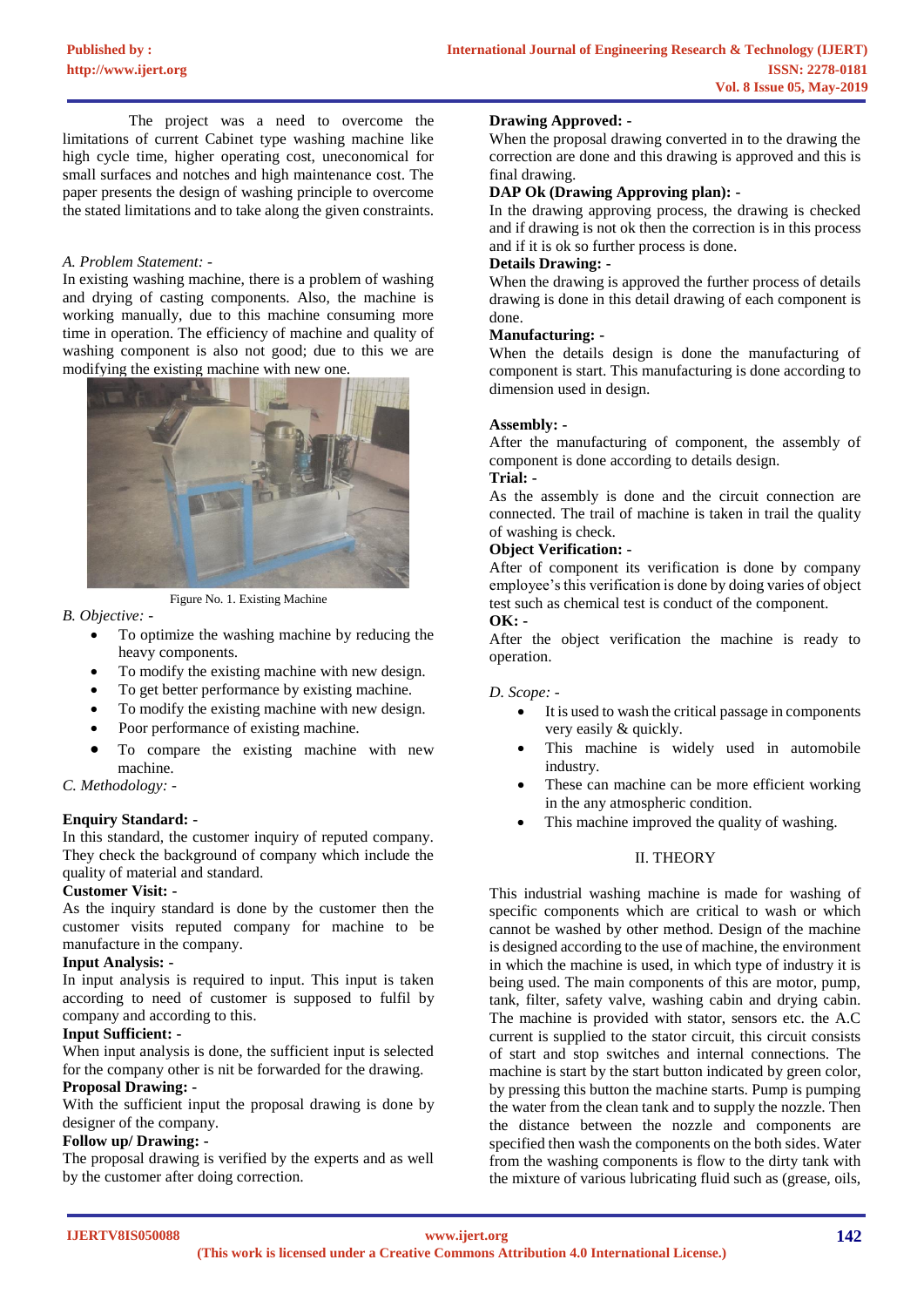The project was a need to overcome the limitations of current Cabinet type washing machine like high cycle time, higher operating cost, uneconomical for small surfaces and notches and high maintenance cost. The paper presents the design of washing principle to overcome the stated limitations and to take along the given constraints.

*A. Problem Statement: -*

In existing washing machine, there is a problem of washing and drying of casting components. Also, the machine is working manually, due to this machine consuming more time in operation. The efficiency of machine and quality of washing component is also not good; due to this we are modifying the existing machine with new one.

Figure No. 1. Existing Machine

*B. Objective: -*

- To optimize the washing machine by reducing the heavy components.
- To modify the existing machine with new design.
- To get better performance by existing machine.
- To modify the existing machine with new design.
- Poor performance of existing machine.
- To compare the existing machine with new machine.

*C. Methodology: -*

**Enquiry Standard: -**

In this standard, the customer inquiry of reputed company. They check the background of company which include the quality of material and standard.

**Customer Visit: -**

As the inquiry standard is done by the customer then the customer visits reputed company for machine to be manufacture in the company.

**Input Analysis: -**

In input analysis is required to input. This input is taken according to need of customer is supposed to fulfil by company and according to this.

**Input Sufficient: -**

When input analysis is done, the sufficient input is selected for the company other is nit be forwarded for the drawing.

**Proposal Drawing: -**

With the sufficient input the proposal drawing is done by designer of the company.

**Follow up/ Drawing: -**

The proposal drawing is verified by the experts and as well by the customer after doing correction.

**Drawing Approved: -**

When the proposal drawing converted in to the drawing the correction are done and this drawing is approved and this is final drawing.

**DAP Ok (Drawing Approving plan): -**

In the drawing approving process, the drawing is checked and if drawing is not ok then the correction is in this process and if it is ok so further process is done.

**Details Drawing: -**

When the drawing is approved the further process of details drawing is done in this detail drawing of each component is done.

**Manufacturing: -**

When the details design is done the manufacturing of component is start. This manufacturing is done according to dimension used in design.

**Assembly: -**

After the manufacturing of component, the assembly of component is done according to details design.

**Trial: -**

As the assembly is done and the circuit connection are connected. The trail of machine is taken in trail the quality of washing is check.

**Object Verification: -**

After of component its verification is done by company employee's this verification is done by doing varies of object test such as chemical test is conduct of the component.

**OK: -**

After the object verification the machine is ready to operation.

*D. Scope: -*

- It is used to wash the critical passage in components very easily & quickly.
- This machine is widely used in automobile industry.
- These can machine can be more efficient working in the any atmospheric condition.
- This machine improved the quality of washing.

## II. THEORY

This industrial washing machine is made for washing of specific components which are critical to wash or which cannot be washed by other method. Design of the machine is designed according to the use of machine, the environment in which the machine is used, in which type of industry it is being used. The main components of this are motor, pump, tank, filter, safety valve, washing cabin and drying cabin. The machine is provided with stator, sensors etc. the A.C current is supplied to the stator circuit, this circuit consists of start and stop switches and internal connections. The machine is start by the start button indicated by green color, by pressing this button the machine starts. Pump is pumping the water from the clean tank and to supply the nozzle. Then the distance between the nozzle and components are specified then wash the components on the both sides. Water from the washing components is flow to the dirty tank with the mixture of various lubricating fluid such as (grease, oils,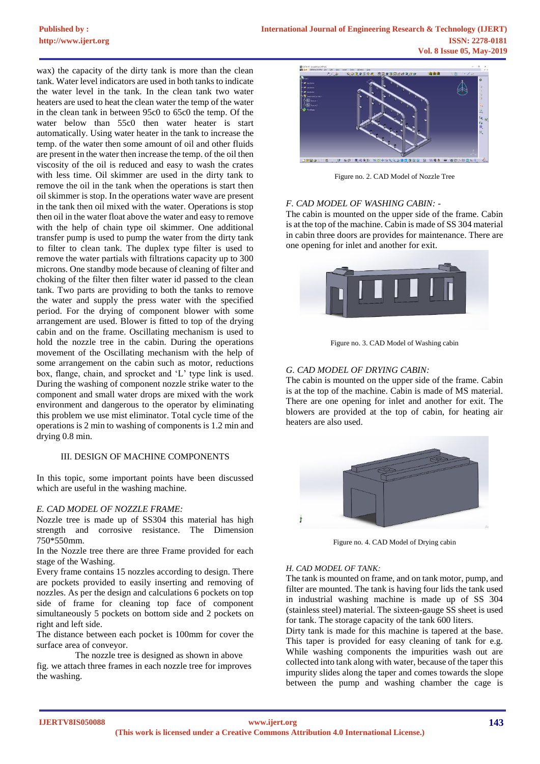wax) the capacity of the dirty tank is more than the clean tank. Water level indicators are used in both tanks to indicate the water level in the tank. In the clean tank two water heaters are used to heat the clean water the temp of the water in the clean tank in between 95c0 to 65c0 the temp. Of the water below than 55c0 then water heater is start automatically. Using water heater in the tank to increase the temp. of the water then some amount of oil and other fluids are present in the water then increase the temp. of the oil then viscosity of the oil is reduced and easy to wash the crates with less time. Oil skimmer are used in the dirty tank to remove the oil in the tank when the operations is start then oil skimmer is stop. In the operations water wave are present in the tank then oil mixed with the water. Operations is stop then oil in the water float above the water and easy to remove with the help of chain type oil skimmer. One additional transfer pump is used to pump the water from the dirty tank to filter to clean tank. The duplex type filter is used to remove the water partials with filtrations capacity up to 300 microns. One standby mode because of cleaning of filter and choking of the filter then filter water id passed to the clean tank. Two parts are providing to both the tanks to remove the water and supply the press water with the specified period. For the drying of component blower with some arrangement are used. Blower is fitted to top of the drying cabin and on the frame. Oscillating mechanism is used to hold the nozzle tree in the cabin. During the operations movement of the Oscillating mechanism with the help of some arrangement on the cabin such as motor, reductions box, flange, chain, and sprocket and 'L' type link is used. During the washing of component nozzle strike water to the component and small water drops are mixed with the work environment and dangerous to the operator by eliminating this problem we use mist eliminator. Total cycle time of the operations is 2 min to washing of components is 1.2 min and drying 0.8 min.

## III. DESIGN OF MACHINE COMPONENTS

In this topic, some important points have been discussed which are useful in the washing machine.

### *E. CAD MODEL OF NOZZLE FRAME:*

Nozzle tree is made up of SS304 this material has high strength and corrosive resistance. The Dimension 750*550mm.

In the Nozzle tree there are three Frame provided for each stage of the Washing.

Every frame contains 15 nozzles according to design. There are pockets provided to easily inserting and removing of nozzles. As per the design and calculations 6 pockets on top side of frame for cleaning top face of component simultaneously 5 pockets on bottom side and 2 pockets on right and left side.

The distance between each pocket is 100mm for cover the surface area of conveyor.

The nozzle tree is designed as shown in above fig. we attach three frames in each nozzle tree for improves the washing.

Figure no. 2. CAD Model of Nozzle Tree

### *F. CAD MODEL OF WASHING CABIN: -*

The cabin is mounted on the upper side of the frame. Cabin is at the top of the machine. Cabin is made of SS 304 material in cabin three doors are provides for maintenance. There are one opening for inlet and another for exit.

Figure no. 3. CAD Model of Washing cabin

### *G. CAD MODEL OF DRYING CABIN:*

The cabin is mounted on the upper side of the frame. Cabin is at the top of the machine. Cabin is made of MS material. There are one opening for inlet and another for exit. The blowers are provided at the top of cabin, for heating air heaters are also used.

Figure no. 4. CAD Model of Drying cabin

### *H. CAD MODEL OF TANK:*

The tank is mounted on frame, and on tank motor, pump, and filter are mounted. The tank is having four lids the tank used in industrial washing machine is made up of SS 304 (stainless steel) material. The sixteen-gauge SS sheet is used for tank. The storage capacity of the tank 600 liters.

Dirty tank is made for this machine is tapered at the base. This taper is provided for easy cleaning of tank for e.g. While washing components the impurities wash out are collected into tank along with water, because of the taper this impurity slides along the taper and comes towards the slope between the pump and washing chamber the cage is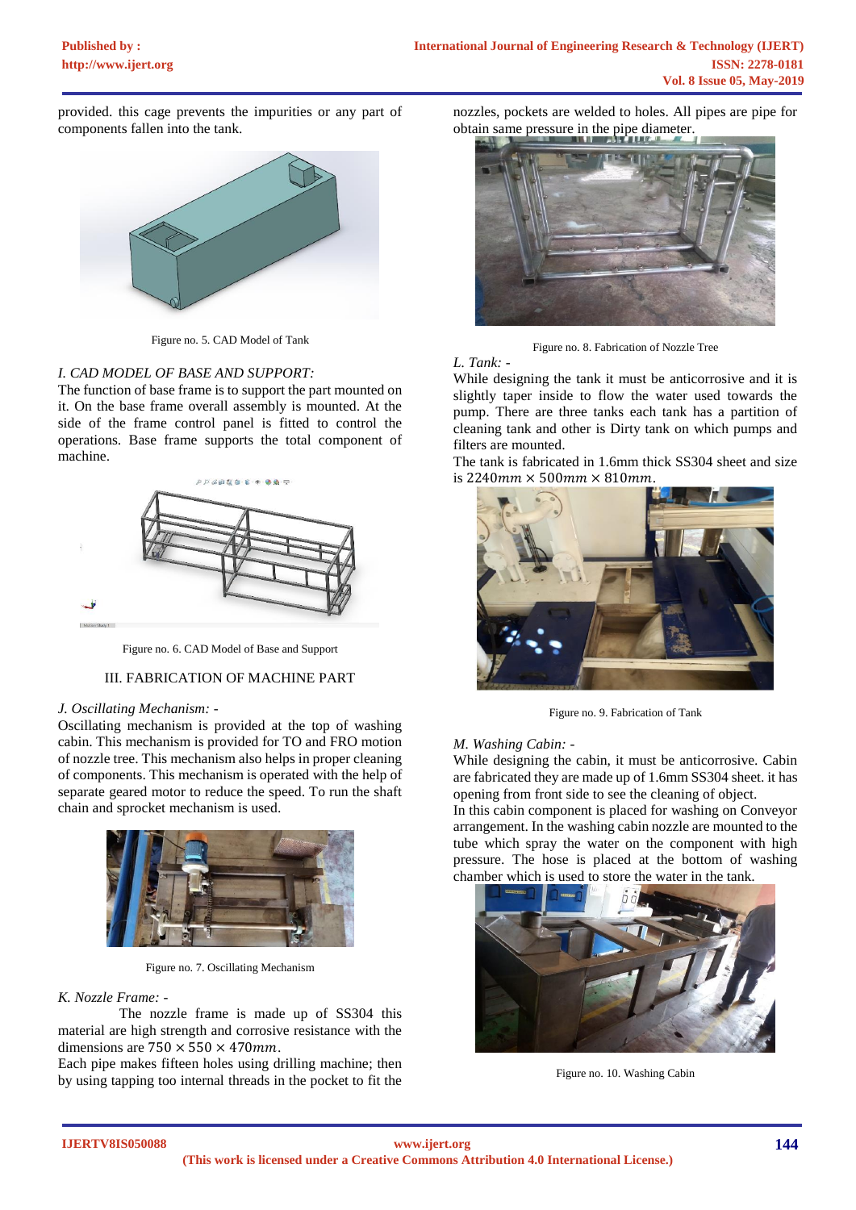provided. this cage prevents the impurities or any part of components fallen into the tank.

Figure no. 5. CAD Model of Tank

*I. CAD MODEL OF BASE AND SUPPORT:*

The function of base frame is to support the part mounted on it. On the base frame overall assembly is mounted. At the side of the frame control panel is fitted to control the operations. Base frame supports the total component of machine.

Figure no. 6. CAD Model of Base and Support

## III. FABRICATION OF MACHINE PART

*J. Oscillating Mechanism: -*

Oscillating mechanism is provided at the top of washing cabin. This mechanism is provided for TO and FRO motion of nozzle tree. This mechanism also helps in proper cleaning of components. This mechanism is operated with the help of separate geared motor to reduce the speed. To run the shaft chain and sprocket mechanism is used.

Figure no. 7. Oscillating Mechanism

*K. Nozzle Frame: -*

The nozzle frame is made up of SS304 this material are high strength and corrosive resistance with the dimensions are $750 \times 550 \times 470mm$.

Each pipe makes fifteen holes using drilling machine; then by using tapping too internal threads in the pocket to fit the nozzles, pockets are welded to holes. All pipes are pipe for obtain same pressure in the pipe diameter.

Figure no. 8. Fabrication of Nozzle Tree

*L. Tank: -*

While designing the tank it must be anticorrosive and it is slightly taper inside to flow the water used towards the pump. There are three tanks each tank has a partition of cleaning tank and other is Dirty tank on which pumps and filters are mounted.

The tank is fabricated in 1.6mm thick SS304 sheet and size is $2240mm \times 500mm \times 810mm$.

Figure no. 9. Fabrication of Tank

*M. Washing Cabin: -*

While designing the cabin, it must be anticorrosive. Cabin are fabricated they are made up of 1.6mm SS304 sheet. it has opening from front side to see the cleaning of object.

In this cabin component is placed for washing on Conveyor arrangement. In the washing cabin nozzle are mounted to the tube which spray the water on the component with high pressure. The hose is placed at the bottom of washing chamber which is used to store the water in the tank.

Figure no. 10. Washing Cabin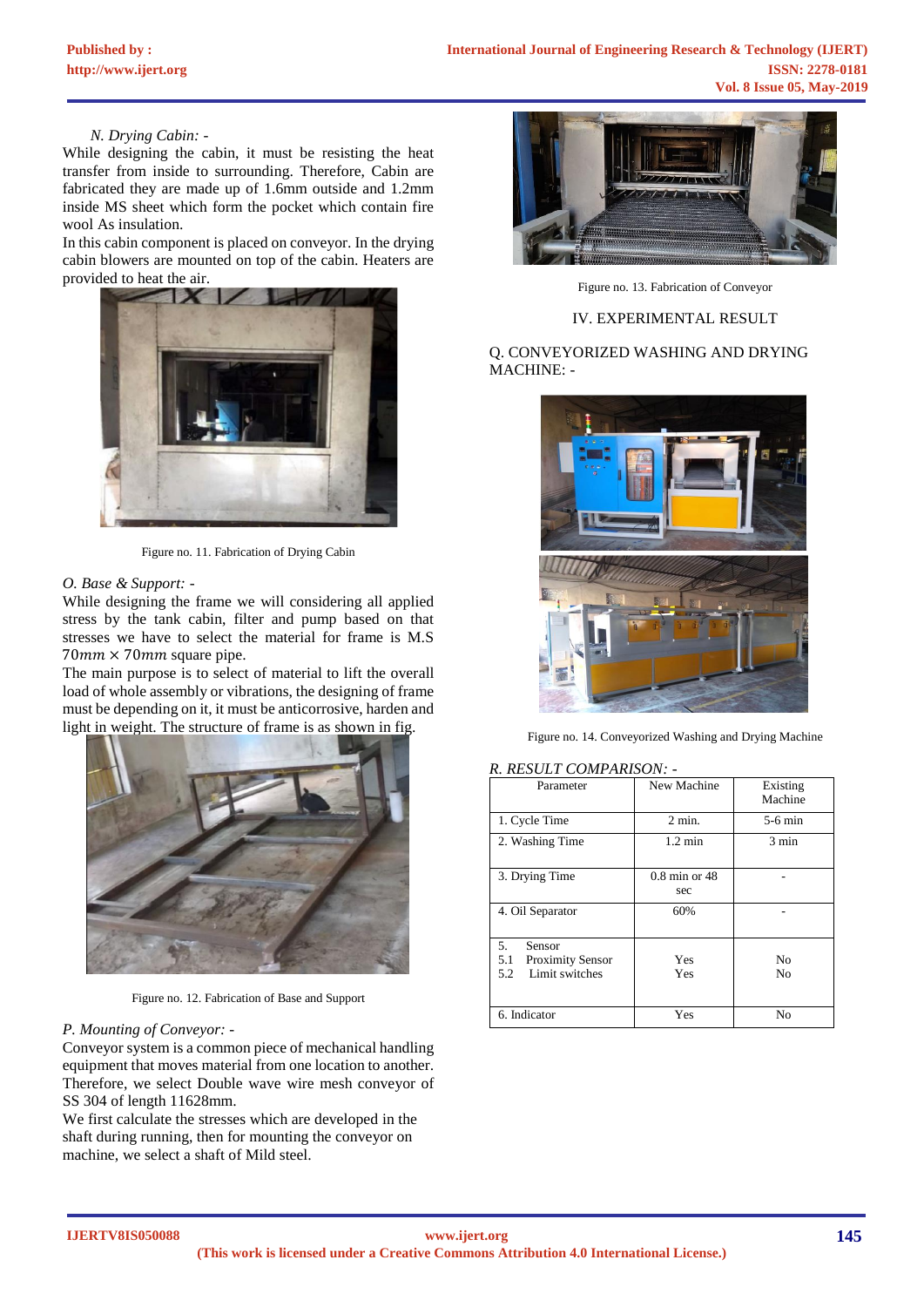*N. Drying Cabin: -*

While designing the cabin, it must be resisting the heat transfer from inside to surrounding. Therefore, Cabin are fabricated they are made up of 1.6mm outside and 1.2mm inside MS sheet which form the pocket which contain fire wool As insulation.

In this cabin component is placed on conveyor. In the drying cabin blowers are mounted on top of the cabin. Heaters are provided to heat the air.

Figure no. 11. Fabrication of Drying Cabin

*O. Base & Support: -*

While designing the frame we will considering all applied stress by the tank cabin, filter and pump based on that stresses we have to select the material for frame is M.S $70mm \times 70mm$ square pipe.

The main purpose is to select of material to lift the overall load of whole assembly or vibrations, the designing of frame must be depending on it, it must be anticorrosive, harden and light in weight. The structure of frame is as shown in fig.

Figure no. 12. Fabrication of Base and Support

*P. Mounting of Conveyor: -*

Conveyor system is a common piece of mechanical handling equipment that moves material from one location to another. Therefore, we select Double wave wire mesh conveyor of SS 304 of length 11628mm.

We first calculate the stresses which are developed in the shaft during running, then for mounting the conveyor on machine, we select a shaft of Mild steel.

Figure no. 13. Fabrication of Conveyor

## IV. EXPERIMENTAL RESULT

### Q. CONVEYORIZED WASHING AND DRYING MACHINE: -

Figure no. 14. Conveyorized Washing and Drying Machine

### *R. RESULT COMPARISON: -*

| Parameter | New Machine | Existing Machine |
|---|---|---|
| 1. Cycle Time | 2 min. | 5-6 min |
| 2. Washing Time | 1.2 min | 3 min |
| 3. Drying Time | 0.8 min or 48 sec | - |
| 4. Oil Separator | 60% | - |
| 5. Sensor<br>5.1 Proximity Sensor<br>5.2 Limit switches | <br>Yes<br>Yes | <br>No<br>No |
| 6. Indicator | Yes | No |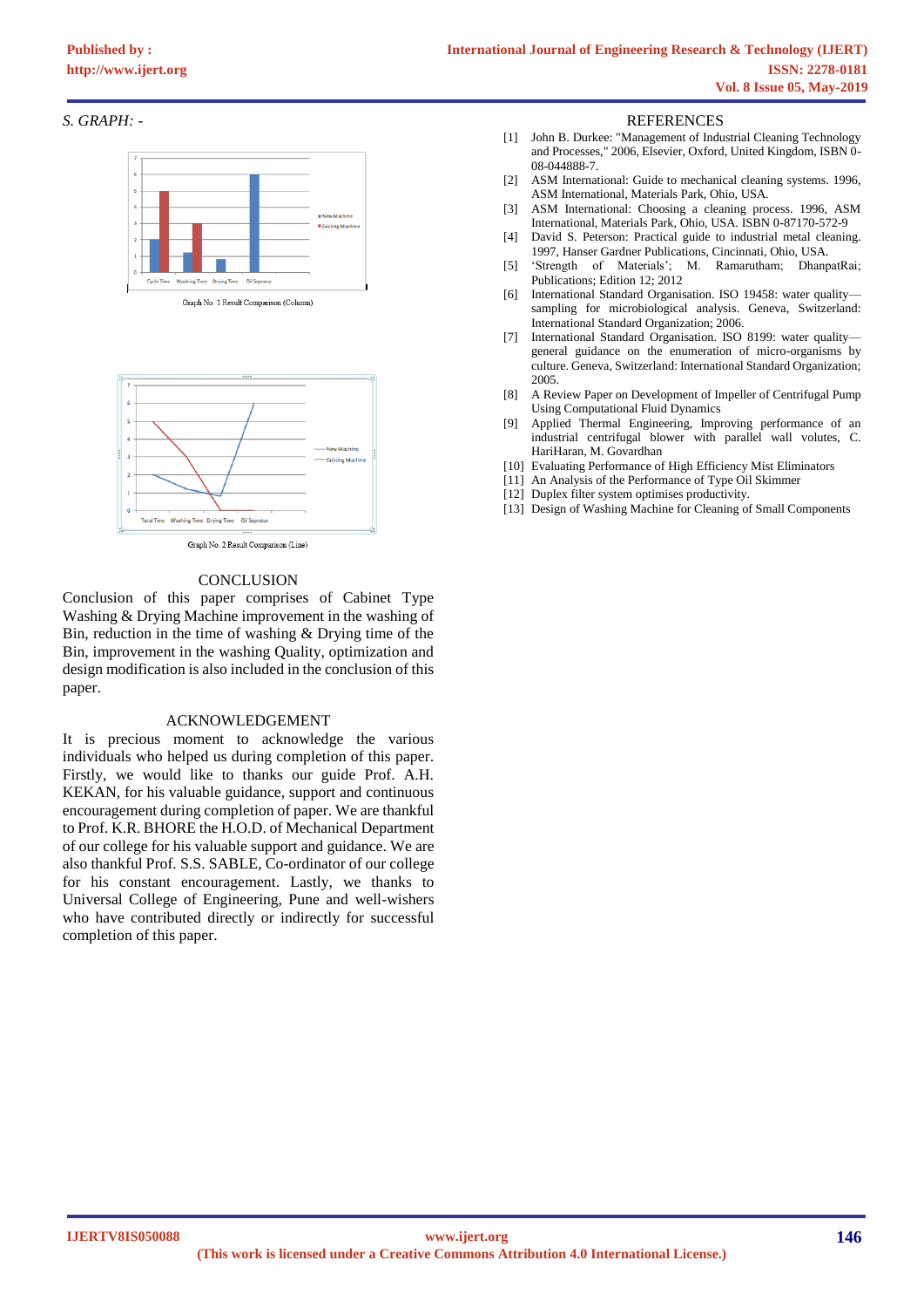*S. GRAPH: -*

7
6
5
4
3
2
1
0
Cycle Time Washing Time Drying Time Oil Seprator
New Machine
Existing Machine

Graph No. 1 Result Comparison (Column)

7
6
5
4
3
2
1
0
Total Time Washing Time Drying Time Oil Seprator
New Machine
Existing Machine

Graph No. 2 Result Comparison (Line)

## CONCLUSION

Conclusion of this paper comprises of Cabinet Type Washing & Drying Machine improvement in the washing of Bin, reduction in the time of washing & Drying time of the Bin, improvement in the washing Quality, optimization and design modification is also included in the conclusion of this paper.

## ACKNOWLEDGEMENT

It is precious moment to acknowledge the various individuals who helped us during completion of this paper. Firstly, we would like to thanks our guide Prof. A.H. KEKAN, for his valuable guidance, support and continuous encouragement during completion of paper. We are thankful to Prof. K.R. BHORE the H.O.D. of Mechanical Department of our college for his valuable support and guidance. We are also thankful Prof. S.S. SABLE, Co-ordinator of our college for his constant encouragement. Lastly, we thanks to Universal College of Engineering, Pune and well-wishers who have contributed directly or indirectly for successful completion of this paper.

## REFERENCES

[1] John B. Durkee: "Management of Industrial Cleaning Technology and Processes," 2006, Elsevier, Oxford, United Kingdom, ISBN 0-08-044888-7.
[2] ASM International: Guide to mechanical cleaning systems. 1996, ASM International, Materials Park, Ohio, USA.
[3] ASM International: Choosing a cleaning process. 1996, ASM International, Materials Park, Ohio, USA. ISBN 0-87170-572-9
[4] David S. Peterson: Practical guide to industrial metal cleaning. 1997, Hanser Gardner Publications, Cincinnati, Ohio, USA.
[5] 'Strength of Materials'; M. Ramarutham; DhanpatRai; Publications; Edition 12; 2012
[6] International Standard Organisation. ISO 19458: water quality—sampling for microbiological analysis. Geneva, Switzerland: International Standard Organization; 2006.
[7] International Standard Organisation. ISO 8199: water quality—general guidance on the enumeration of micro-organisms by culture. Geneva, Switzerland: International Standard Organization; 2005.
[8] A Review Paper on Development of Impeller of Centrifugal Pump Using Computational Fluid Dynamics
[9] Applied Thermal Engineering, Improving performance of an industrial centrifugal blower with parallel wall volutes, C. HariHaran, M. Govardhan
[10] Evaluating Performance of High Efficiency Mist Eliminators
[11] An Analysis of the Performance of Type Oil Skimmer
[12] Duplex filter system optimises productivity.
[13] Design of Washing Machine for Cleaning of Small Components